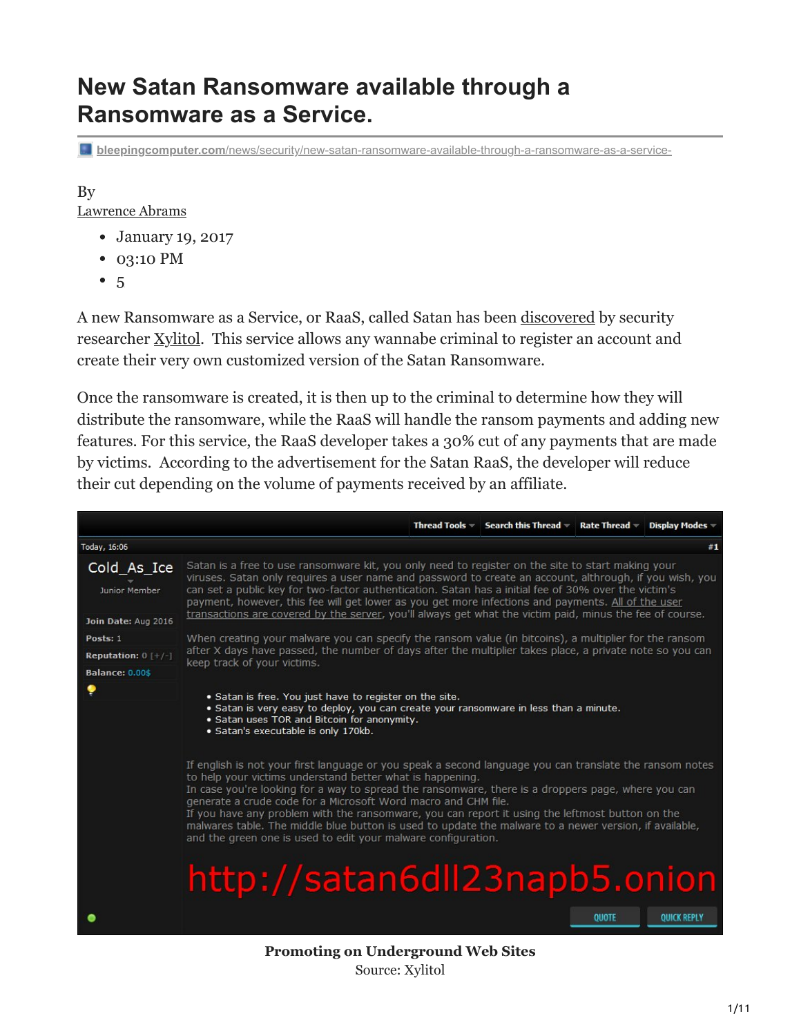# New Satan Ransomware available through a Ransomware as a Service.

bleepingcomputer.com/news/security/new-satan-ransomware-available-through-a-ransomware-as-a-service-

By
Lawrence Abrams

- January 19, 2017
- 03:10 PM
- 5

A new Ransomware as a Service, or RaaS, called Satan has been discovered by security researcher Xylitol. This service allows any wannabe criminal to register an account and create their very own customized version of the Satan Ransomware.

Once the ransomware is created, it is then up to the criminal to determine how they will distribute the ransomware, while the RaaS will handle the ransom payments and adding new features. For this service, the RaaS developer takes a 30% cut of any payments that are made by victims. According to the advertisement for the Satan RaaS, the developer will reduce their cut depending on the volume of payments received by an affiliate.

Thread Tools | Search this Thread | Rate Thread | Display Modes

Today, 16:06 #1

Cold_As_Ice
Junior Member

Join Date: Aug 2016
Posts: 1
Reputation: 0 [+/-]
Balance: 0.00$

Satan is a free to use ransomware kit, you only need to register on the site to start making your viruses. Satan only requires a user name and password to create an account, althrough, if you wish, you can set a public key for two-factor authentication. Satan has a initial fee of 30% over the victim's payment, however, this fee will get lower as you get more infections and payments. All of the user transactions are covered by the server, you'll always get what the victim paid, minus the fee of course.

When creating your malware you can specify the ransom value (in bitcoins), a multiplier for the ransom after X days have passed, the number of days after the multiplier takes place, a private note so you can keep track of your victims.

- Satan is free. You just have to register on the site.
- Satan is very easy to deploy, you can create your ransomware in less than a minute.
- Satan uses TOR and Bitcoin for anonymity.
- Satan's executable is only 170kb.

If english is not your first language or you speak a second language you can translate the ransom notes to help your victims understand better what is happening.
In case you're looking for a way to spread the ransomware, there is a droppers page, where you can generate a crude code for a Microsoft Word macro and CHM file.
If you have any problem with the ransomware, you can report it using the leftmost button on the malwares table. The middle blue button is used to update the malware to a newer version, if available, and the green one is used to edit your malware configuration.

http://satan6dll23napb5.onion

QUOTE | QUICK REPLY

**Promoting on Underground Web Sites**
Source: Xylitol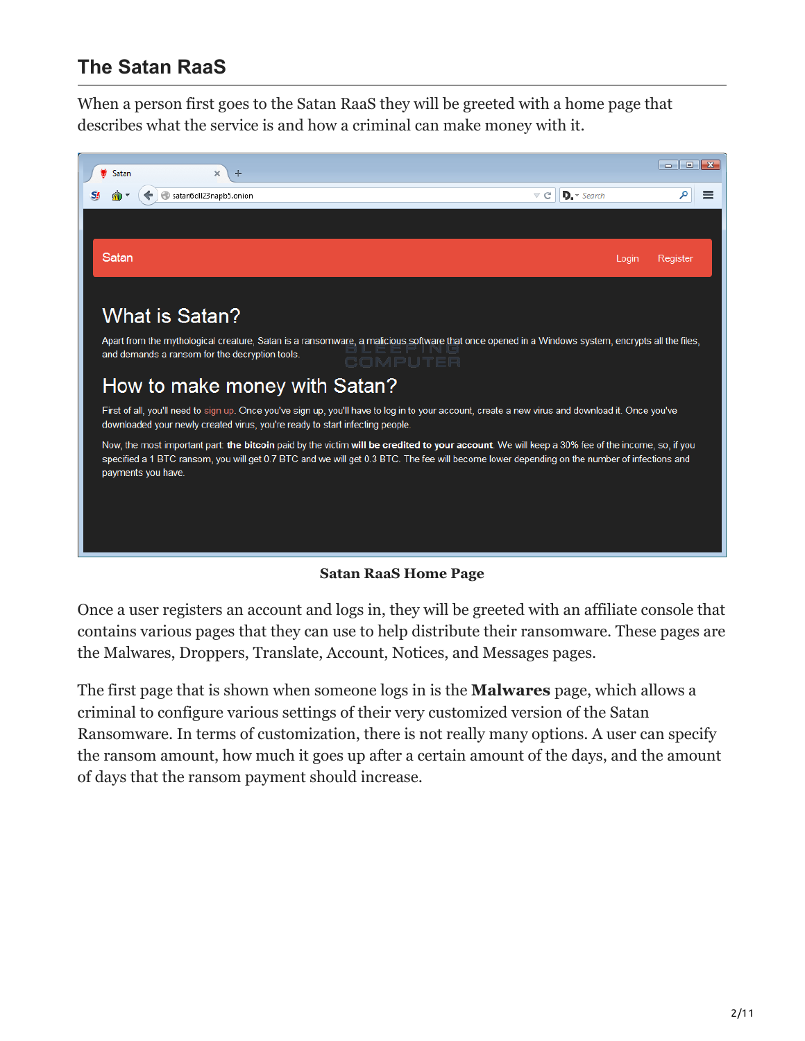## The Satan RaaS

When a person first goes to the Satan RaaS they will be greeted with a home page that describes what the service is and how a criminal can make money with it.

**Satan RaaS Home Page**

Once a user registers an account and logs in, they will be greeted with an affiliate console that contains various pages that they can use to help distribute their ransomware. These pages are the Malwares, Droppers, Translate, Account, Notices, and Messages pages.

The first page that is shown when someone logs in is the **Malwares** page, which allows a criminal to configure various settings of their very customized version of the Satan Ransomware. In terms of customization, there is not really many options. A user can specify the ransom amount, how much it goes up after a certain amount of the days, and the amount of days that the ransom payment should increase.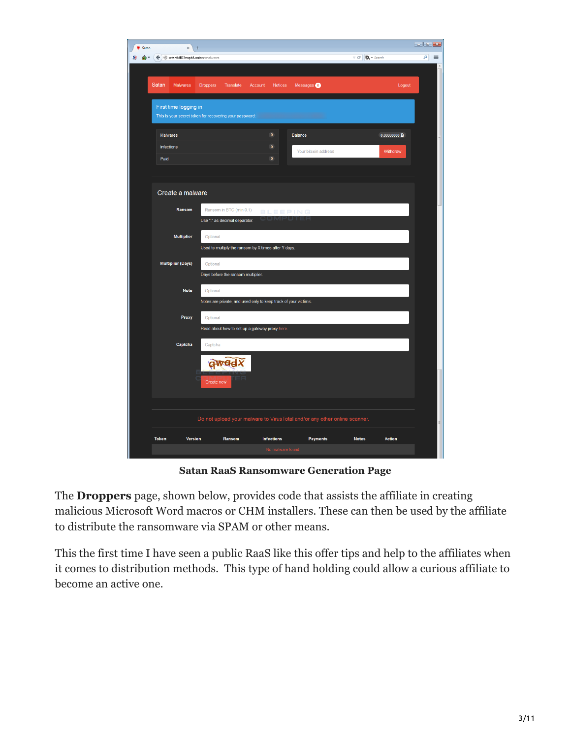**Satan RaaS Ransomware Generation Page**

The **Droppers** page, shown below, provides code that assists the affiliate in creating malicious Microsoft Word macros or CHM installers. These can then be used by the affiliate to distribute the ransomware via SPAM or other means.

This the first time I have seen a public RaaS like this offer tips and help to the affiliates when it comes to distribution methods. This type of hand holding could allow a curious affiliate to become an active one.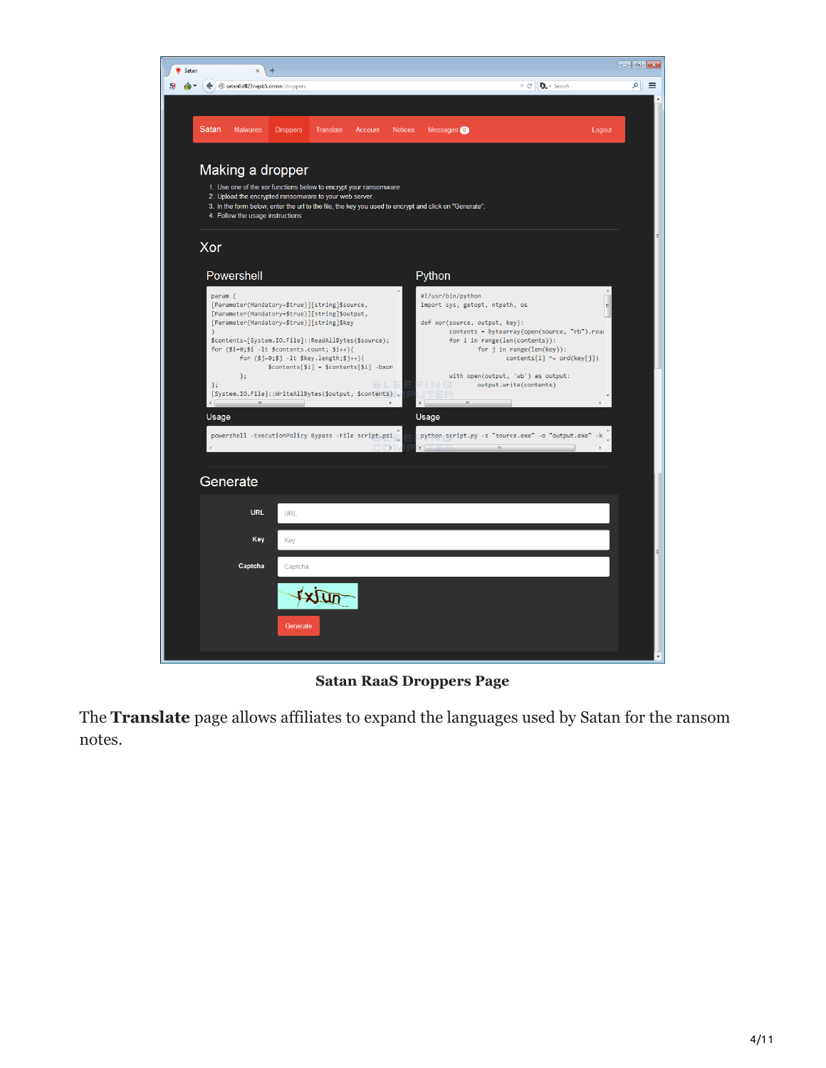**Satan RaaS Droppers Page**

The **Translate** page allows affiliates to expand the languages used by Satan for the ransom notes.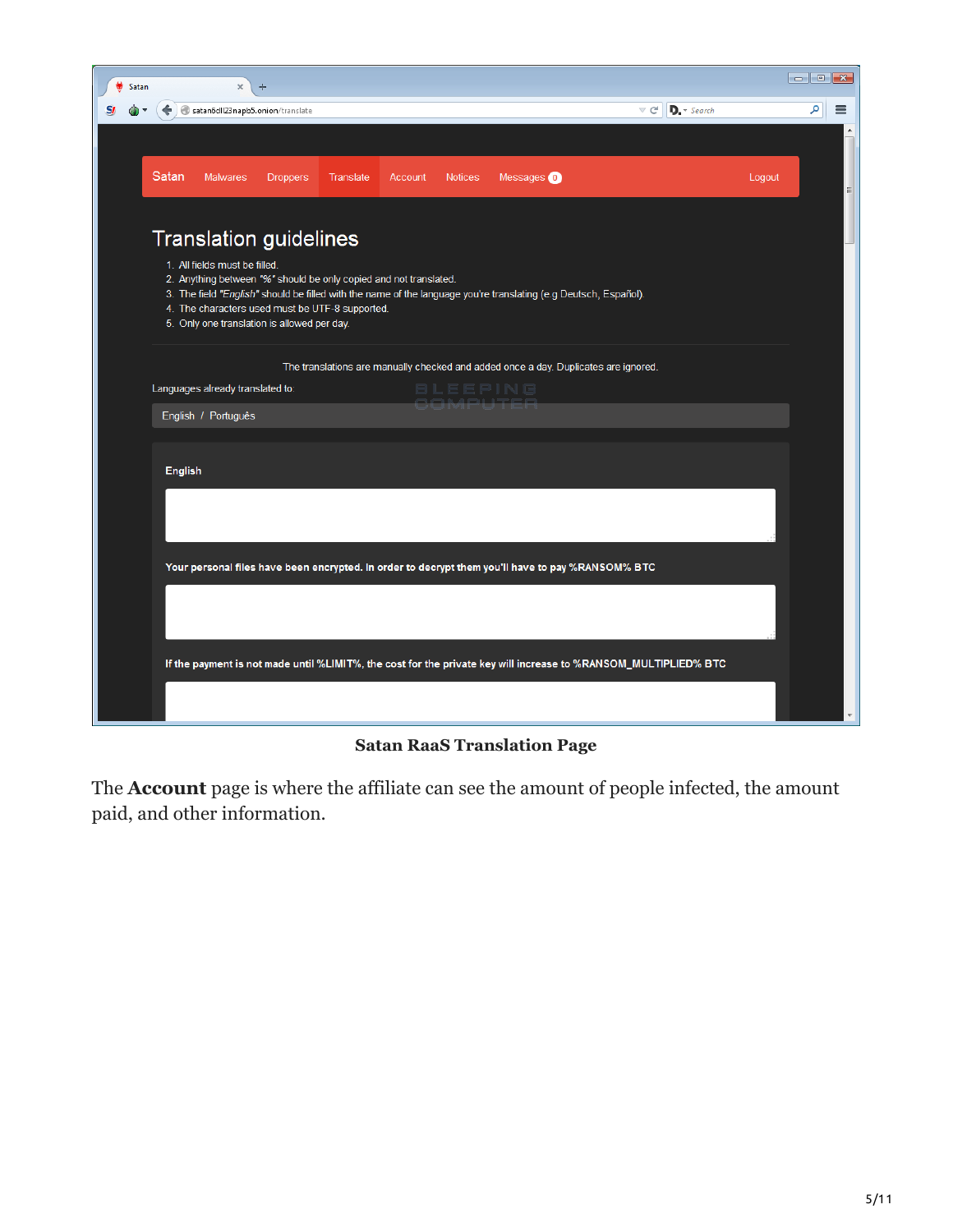Satan RaaS Translation Page

The **Account** page is where the affiliate can see the amount of people infected, the amount paid, and other information.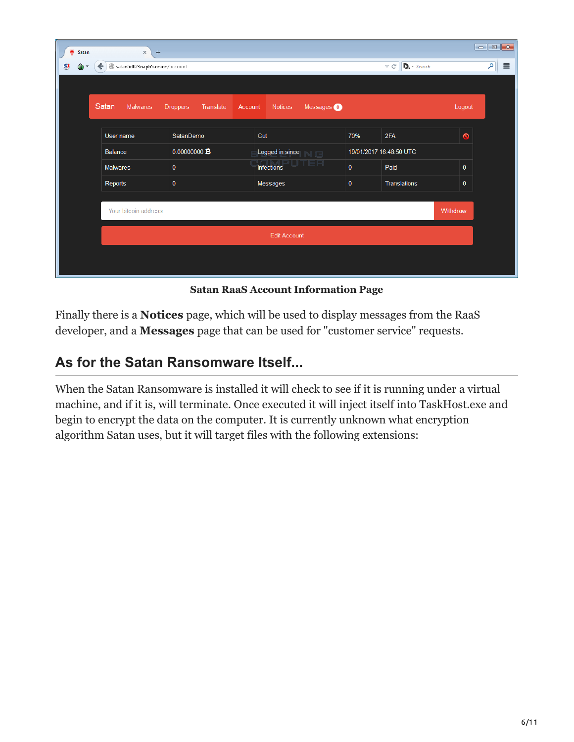**Satan RaaS Account Information Page**

Finally there is a **Notices** page, which will be used to display messages from the RaaS developer, and a **Messages** page that can be used for "customer service" requests.

## As for the Satan Ransomware Itself...

When the Satan Ransomware is installed it will check to see if it is running under a virtual machine, and if it is, will terminate. Once executed it will inject itself into TaskHost.exe and begin to encrypt the data on the computer. It is currently unknown what encryption algorithm Satan uses, but it will target files with the following extensions: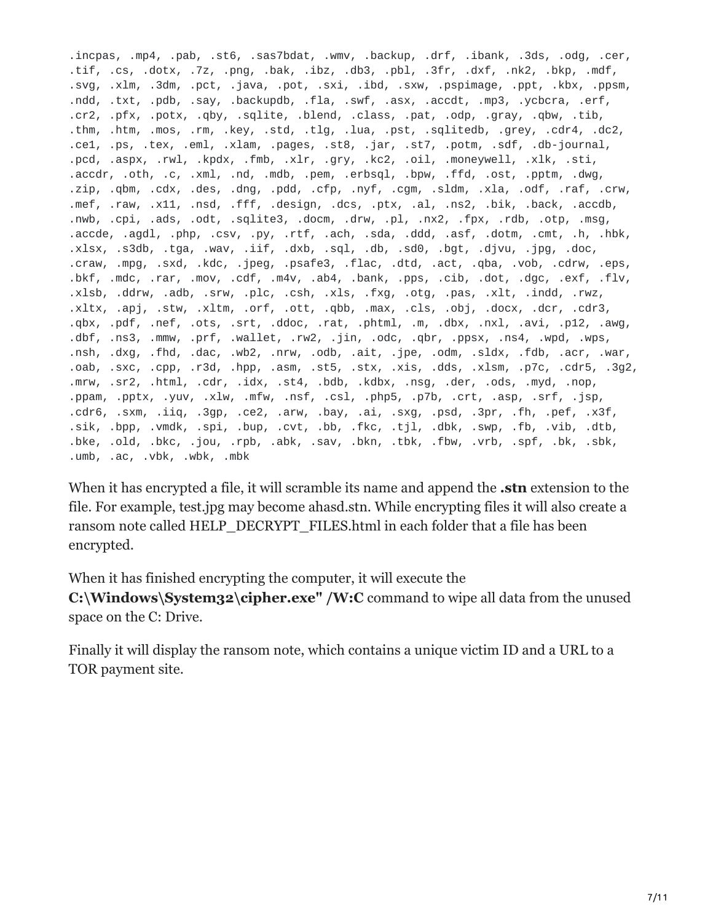```
.incpas, .mp4, .pab, .st6, .sas7bdat, .wmv, .backup, .drf, .ibank, .3ds, .odg, .cer,
.tif, .cs, .dotx, .7z, .png, .bak, .ibz, .db3, .pbl, .3fr, .dxf, .nk2, .bkp, .mdf,
.svg, .xlm, .3dm, .pct, .java, .pot, .sxi, .ibd, .sxw, .pspimage, .ppt, .kbx, .ppsm,
.ndd, .txt, .pdb, .say, .backupdb, .fla, .swf, .asx, .accdt, .mp3, .ycbcra, .erf,
.cr2, .pfx, .potx, .qby, .sqlite, .blend, .class, .pat, .odp, .gray, .qbw, .tib,
.thm, .htm, .mos, .rm, .key, .std, .tlg, .lua, .pst, .sqlitedb, .grey, .cdr4, .dc2,
.ce1, .ps, .tex, .eml, .xlam, .pages, .st8, .jar, .st7, .potm, .sdf, .db-journal,
.pcd, .aspx, .rwl, .kpdx, .fmb, .xlr, .gry, .kc2, .oil, .moneywell, .xlk, .sti,
.accdr, .oth, .c, .xml, .nd, .mdb, .pem, .erbsql, .bpw, .ffd, .ost, .pptm, .dwg,
.zip, .qbm, .cdx, .des, .dng, .pdd, .cfp, .nyf, .cgm, .sldm, .xla, .odf, .raf, .crw,
.mef, .raw, .x11, .nsd, .fff, .design, .dcs, .ptx, .al, .ns2, .bik, .back, .accdb,
.nwb, .cpi, .ads, .odt, .sqlite3, .docm, .drw, .pl, .nx2, .fpx, .rdb, .otp, .msg,
.accde, .agdl, .php, .csv, .py, .rtf, .ach, .sda, .ddd, .asf, .dotm, .cmt, .h, .hbk,
.xlsx, .s3db, .tga, .wav, .iif, .dxb, .sql, .db, .sd0, .bgt, .djvu, .jpg, .doc,
.craw, .mpg, .sxd, .kdc, .jpeg, .psafe3, .flac, .dtd, .act, .qba, .vob, .cdrw, .eps,
.bkf, .mdc, .rar, .mov, .cdf, .m4v, .ab4, .bank, .pps, .cib, .dot, .dgc, .exf, .flv,
.xlsb, .ddrw, .adb, .srw, .plc, .csh, .xls, .fxg, .otg, .pas, .xlt, .indd, .rwz,
.xltx, .apj, .stw, .xltm, .orf, .ott, .qbb, .max, .cls, .obj, .docx, .dcr, .cdr3,
.qbx, .pdf, .nef, .ots, .srt, .ddoc, .rat, .phtml, .m, .dbx, .nxl, .avi, .p12, .awg,
.dbf, .ns3, .mmw, .prf, .wallet, .rw2, .jin, .odc, .qbr, .ppsx, .ns4, .wpd, .wps,
.nsh, .dxg, .fhd, .dac, .wb2, .nrw, .odb, .ait, .jpe, .odm, .sldx, .fdb, .acr, .war,
.oab, .sxc, .cpp, .r3d, .hpp, .asm, .st5, .stx, .xis, .dds, .xlsm, .p7c, .cdr5, .3g2,
.mrw, .sr2, .html, .cdr, .idx, .st4, .bdb, .kdbx, .nsg, .der, .ods, .myd, .nop,
.ppam, .pptx, .yuv, .xlw, .mfw, .nsf, .csl, .php5, .p7b, .crt, .asp, .srf, .jsp,
.cdr6, .sxm, .iiq, .3gp, .ce2, .arw, .bay, .ai, .sxg, .psd, .3pr, .fh, .pef, .x3f,
.sik, .bpp, .vmdk, .spi, .bup, .cvt, .bb, .fkc, .tjl, .dbk, .swp, .fb, .vib, .dtb,
.bke, .old, .bkc, .jou, .rpb, .abk, .sav, .bkn, .tbk, .fbw, .vrb, .spf, .bk, .sbk,
.umb, .ac, .vbk, .wbk, .mbk
```

When it has encrypted a file, it will scramble its name and append the **.stn** extension to the file. For example, test.jpg may become ahasd.stn. While encrypting files it will also create a ransom note called HELP_DECRYPT_FILES.html in each folder that a file has been encrypted.

When it has finished encrypting the computer, it will execute the **C:\Windows\System32\cipher.exe" /W:C** command to wipe all data from the unused space on the C: Drive.

Finally it will display the ransom note, which contains a unique victim ID and a URL to a TOR payment site.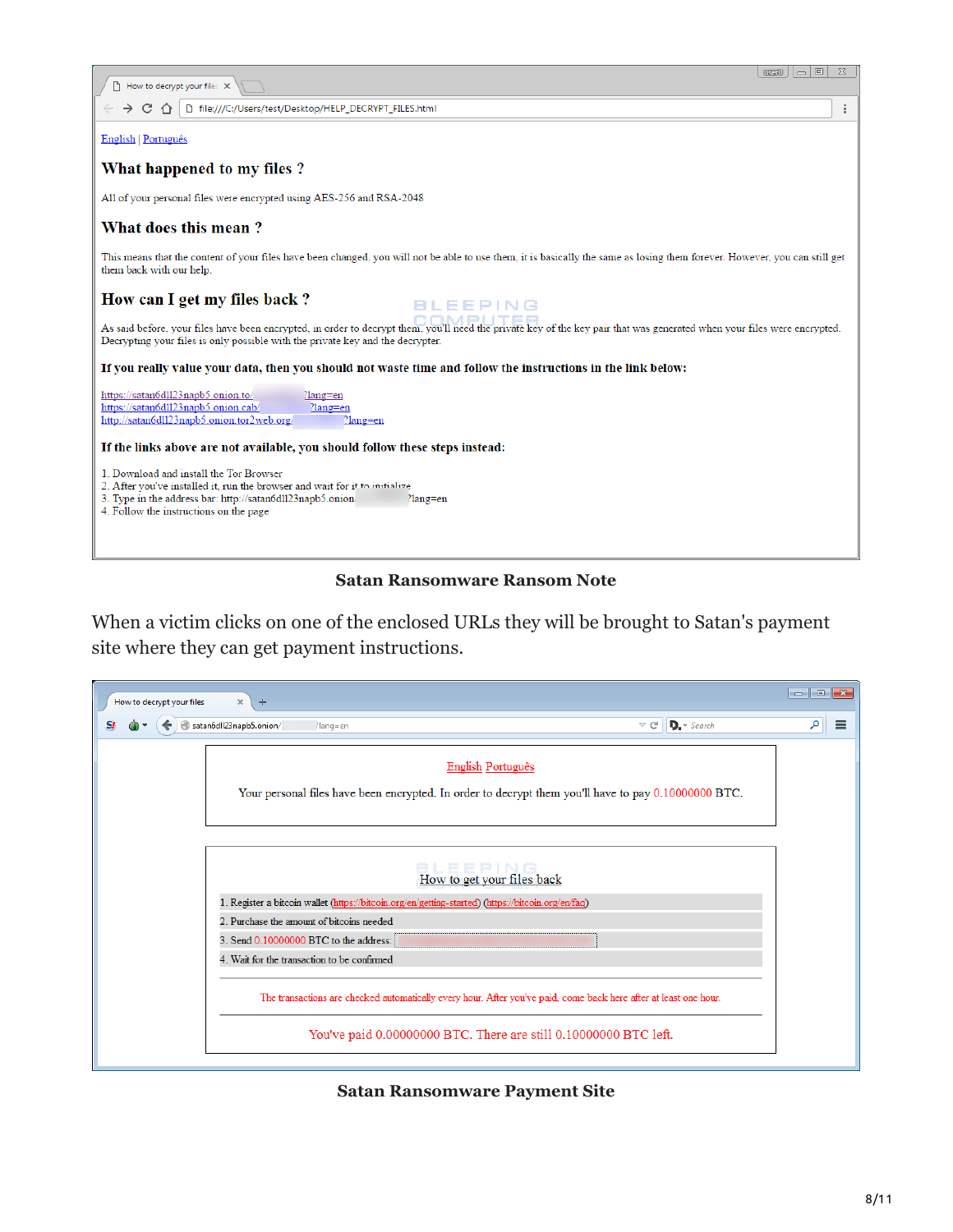Satan Ransomware Ransom Note

When a victim clicks on one of the enclosed URLs they will be brought to Satan's payment site where they can get payment instructions.

Satan Ransomware Payment Site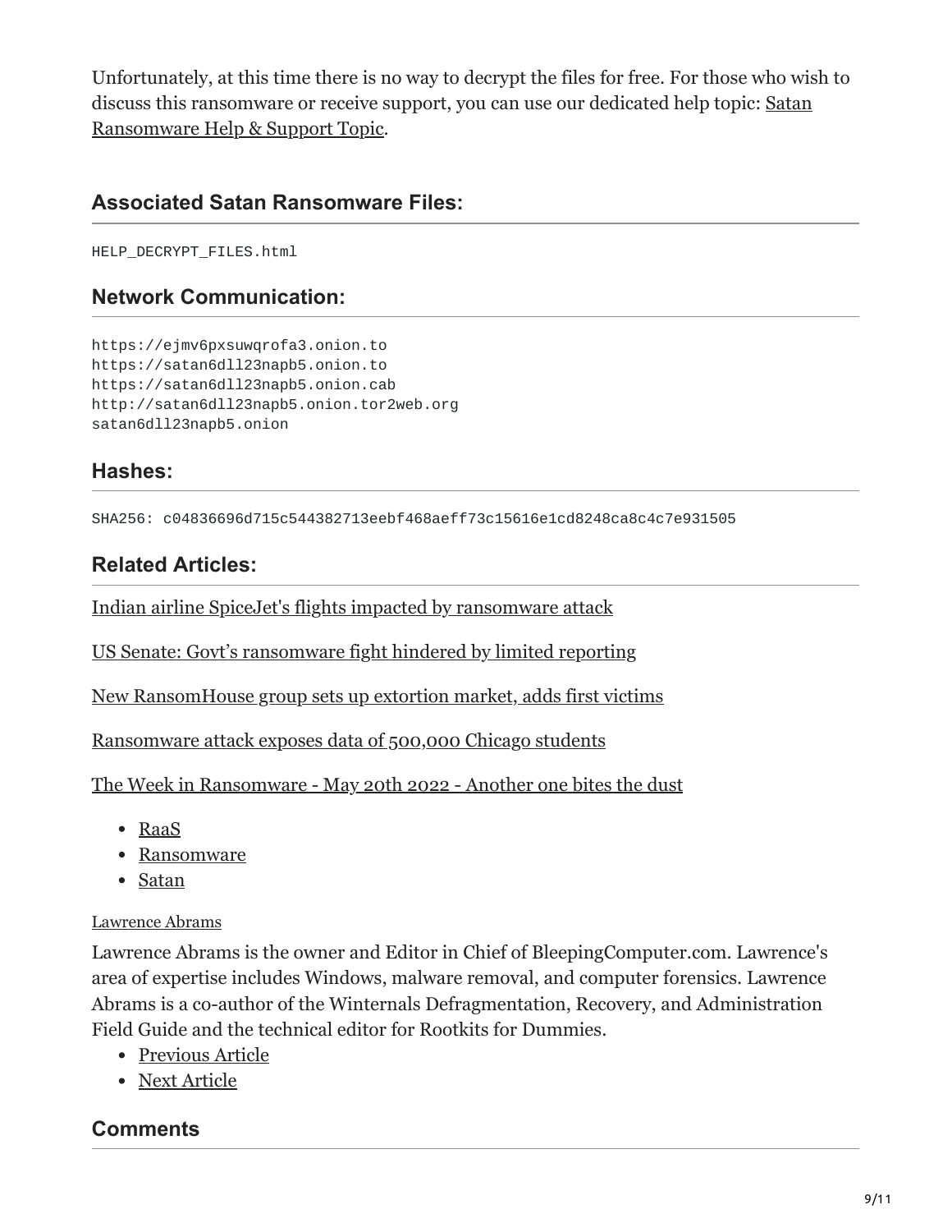Unfortunately, at this time there is no way to decrypt the files for free. For those who wish to discuss this ransomware or receive support, you can use our dedicated help topic: Satan Ransomware Help & Support Topic.

## Associated Satan Ransomware Files:

```
HELP_DECRYPT_FILES.html
```

## Network Communication:

```
https://ejmv6pxsuwqrofa3.onion.to
https://satan6dll23napb5.onion.to
https://satan6dll23napb5.onion.cab
http://satan6dll23napb5.onion.tor2web.org
satan6dll23napb5.onion
```

## Hashes:

```
SHA256: c04836696d715c544382713eebf468aeff73c15616e1cd8248ca8c4c7e931505
```

## Related Articles:

Indian airline SpiceJet's flights impacted by ransomware attack

US Senate: Govt's ransomware fight hindered by limited reporting

New RansomHouse group sets up extortion market, adds first victims

Ransomware attack exposes data of 500,000 Chicago students

The Week in Ransomware - May 20th 2022 - Another one bites the dust

- RaaS
- Ransomware
- Satan

Lawrence Abrams

Lawrence Abrams is the owner and Editor in Chief of BleepingComputer.com. Lawrence's area of expertise includes Windows, malware removal, and computer forensics. Lawrence Abrams is a co-author of the Winternals Defragmentation, Recovery, and Administration Field Guide and the technical editor for Rootkits for Dummies.

- Previous Article
- Next Article

## Comments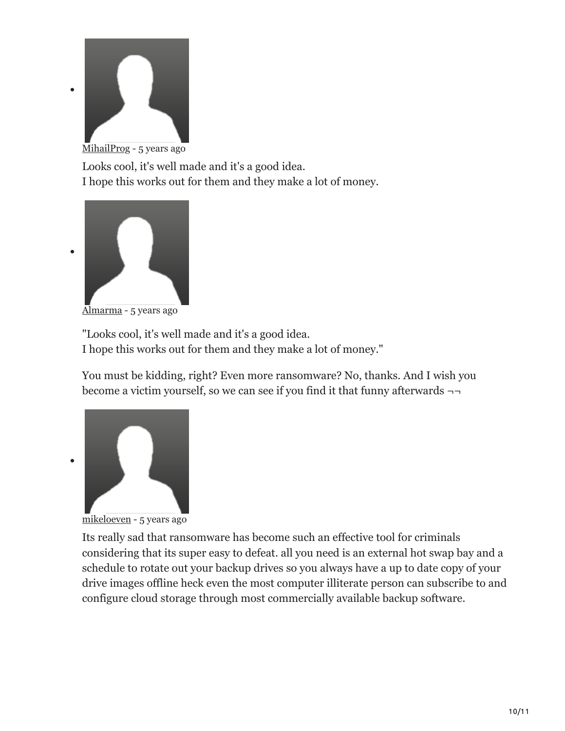- MihailProg - 5 years ago

  Looks cool, it's well made and it's a good idea.
  I hope this works out for them and they make a lot of money.

- Almarma - 5 years ago

  "Looks cool, it's well made and it's a good idea.
  I hope this works out for them and they make a lot of money."

  You must be kidding, right? Even more ransomware? No, thanks. And I wish you become a victim yourself, so we can see if you find it that funny afterwards ¬¬

- mikeloeven - 5 years ago

  Its really sad that ransomware has become such an effective tool for criminals considering that its super easy to defeat. all you need is an external hot swap bay and a schedule to rotate out your backup drives so you always have a up to date copy of your drive images offline heck even the most computer illiterate person can subscribe to and configure cloud storage through most commercially available backup software.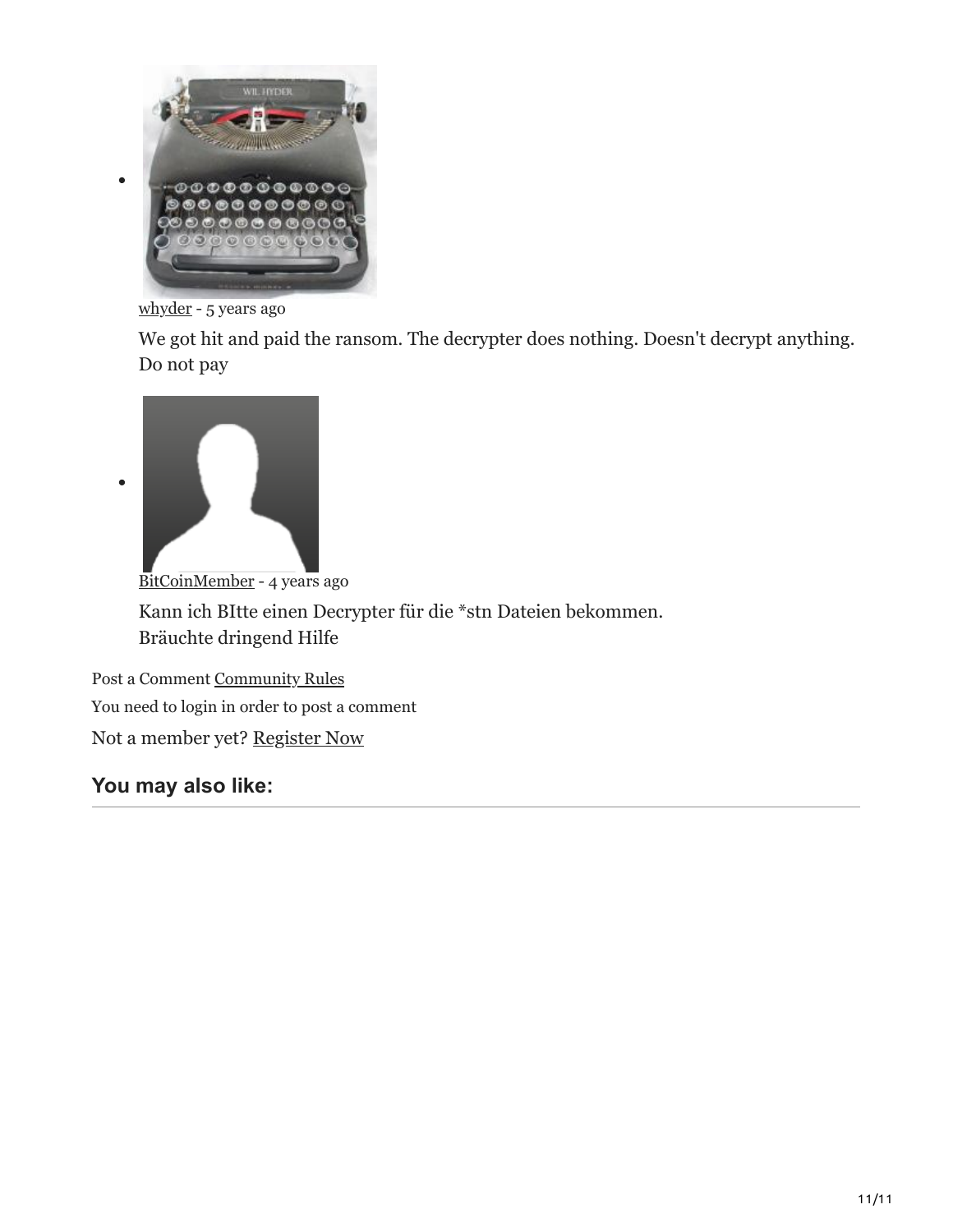- whyder - 5 years ago

  We got hit and paid the ransom. The decrypter does nothing. Doesn't decrypt anything. Do not pay

- BitCoinMember - 4 years ago

  Kann ich BItte einen Decrypter für die *stn Dateien bekommen.
  Bräuchte dringend Hilfe

Post a Comment Community Rules

You need to login in order to post a comment

Not a member yet? Register Now

## You may also like: